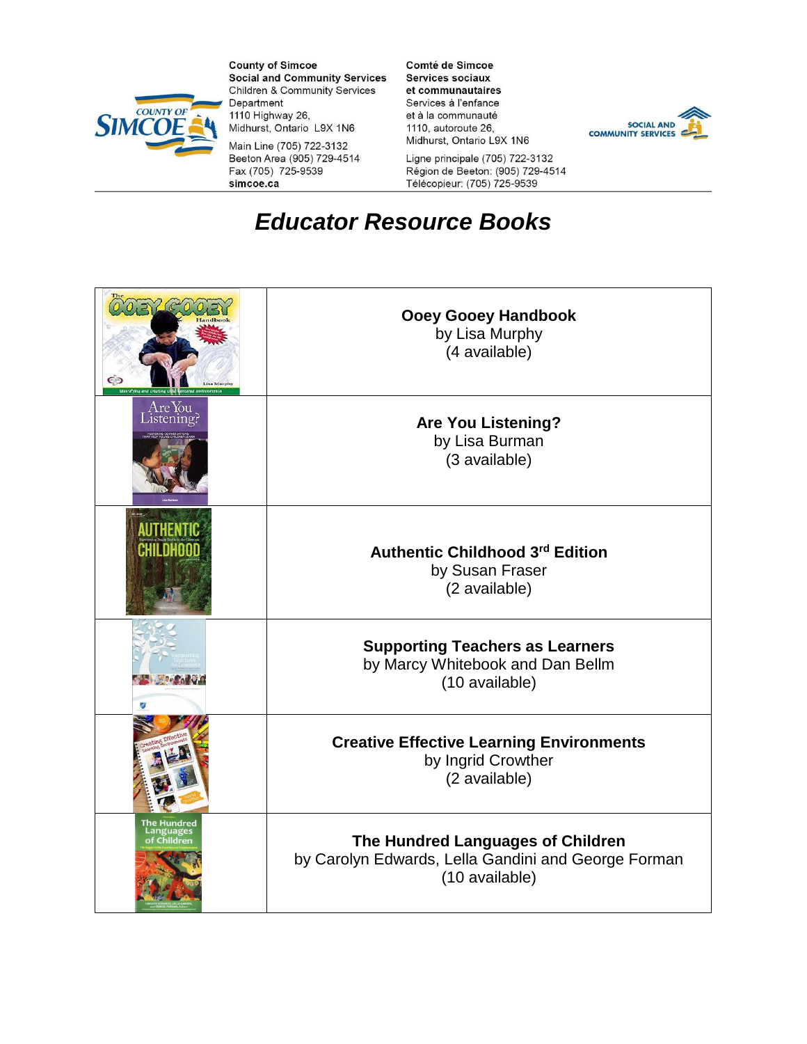County of Simcoe
Social and Community Services
Children & Community Services Department
1110 Highway 26,
Midhurst, Ontario L9X 1N6
Main Line (705) 722-3132
Beeton Area (905) 729-4514
Fax (705) 725-9539
simcoe.ca

Comté de Simcoe
Services sociaux et communautaires
Services à l'enfance et à la communauté
1110, autoroute 26,
Midhurst, Ontario L9X 1N6
Ligne principale (705) 722-3132
Région de Beeton: (905) 729-4514
Télécopieur: (705) 725-9539

# *Educator Resource Books*

| | |
|---|---|
| | **Ooey Gooey Handbook** by Lisa Murphy (4 available) |
| | **Are You Listening?** by Lisa Burman (3 available) |
| | **Authentic Childhood 3rd Edition** by Susan Fraser (2 available) |
| | **Supporting Teachers as Learners** by Marcy Whitebook and Dan Bellm (10 available) |
| | **Creative Effective Learning Environments** by Ingrid Crowther (2 available) |
| | **The Hundred Languages of Children** by Carolyn Edwards, Lella Gandini and George Forman (10 available) |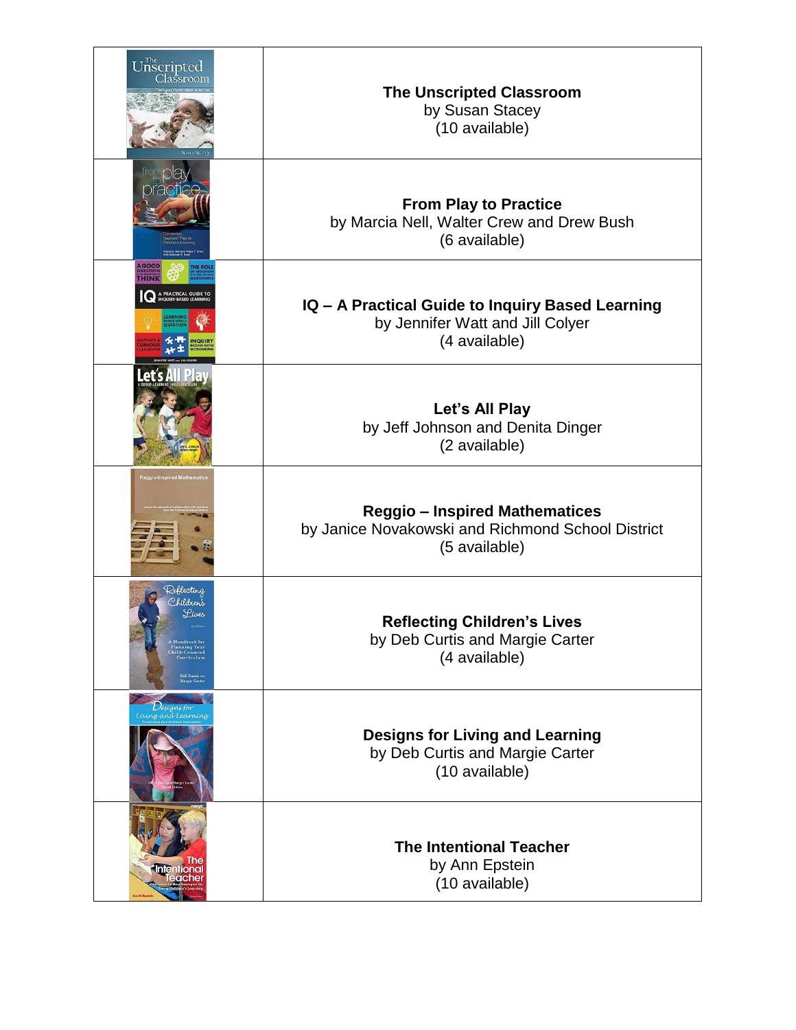| | |
|---|---|
| | **The Unscripted Classroom**<br>by Susan Stacey<br>(10 available) |
| | **From Play to Practice**<br>by Marcia Nell, Walter Crew and Drew Bush<br>(6 available) |
| | **IQ – A Practical Guide to Inquiry Based Learning**<br>by Jennifer Watt and Jill Colyer<br>(4 available) |
| | **Let's All Play**<br>by Jeff Johnson and Denita Dinger<br>(2 available) |
| | **Reggio – Inspired Mathematices**<br>by Janice Novakowski and Richmond School District<br>(5 available) |
| | **Reflecting Children's Lives**<br>by Deb Curtis and Margie Carter<br>(4 available) |
| | **Designs for Living and Learning**<br>by Deb Curtis and Margie Carter<br>(10 available) |
| | **The Intentional Teacher**<br>by Ann Epstein<br>(10 available) |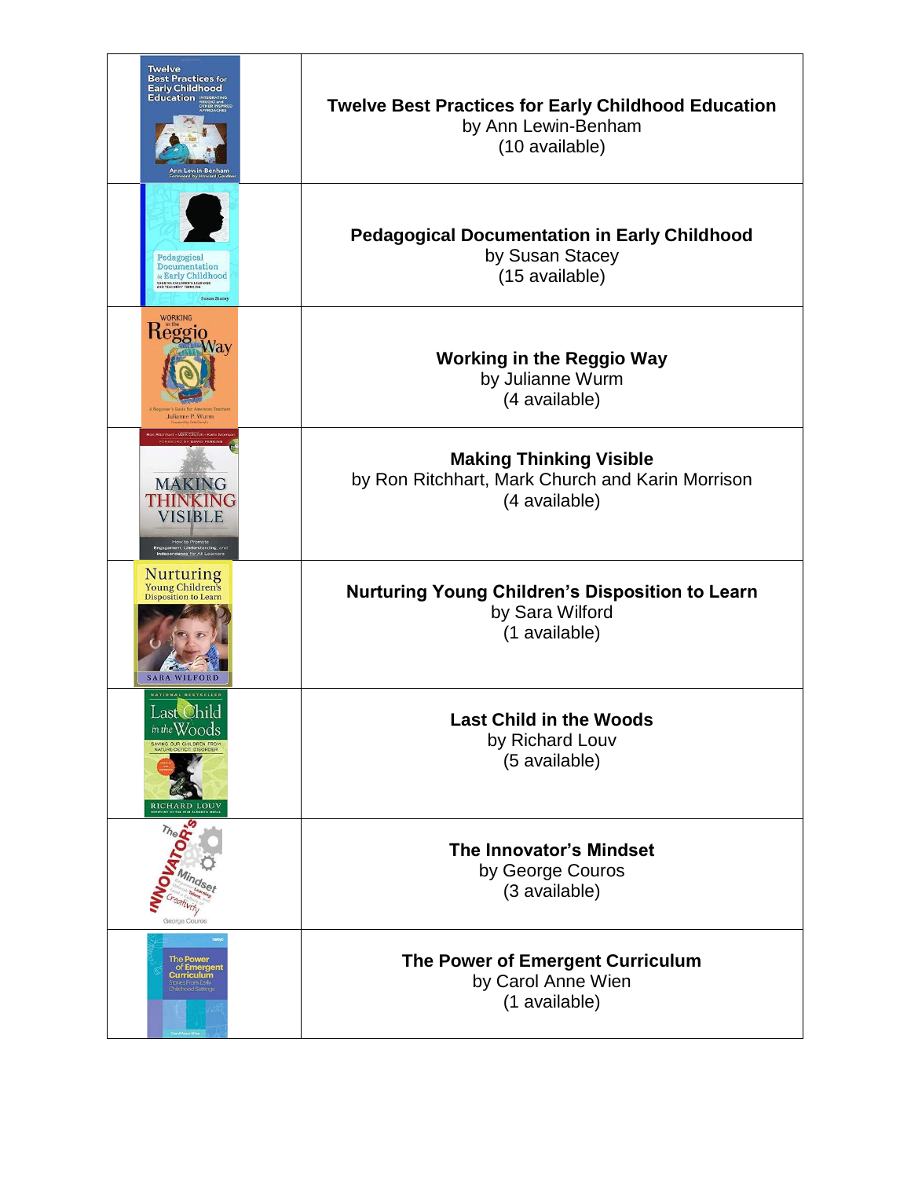| | |
|---|---|
| | **Twelve Best Practices for Early Childhood Education**<br>by Ann Lewin-Benham<br>(10 available) |
| | **Pedagogical Documentation in Early Childhood**<br>by Susan Stacey<br>(15 available) |
| | **Working in the Reggio Way**<br>by Julianne Wurm<br>(4 available) |
| | **Making Thinking Visible**<br>by Ron Ritchhart, Mark Church and Karin Morrison<br>(4 available) |
| | **Nurturing Young Children's Disposition to Learn**<br>by Sara Wilford<br>(1 available) |
| | **Last Child in the Woods**<br>by Richard Louv<br>(5 available) |
| | **The Innovator's Mindset**<br>by George Couros<br>(3 available) |
| | **The Power of Emergent Curriculum**<br>by Carol Anne Wien<br>(1 available) |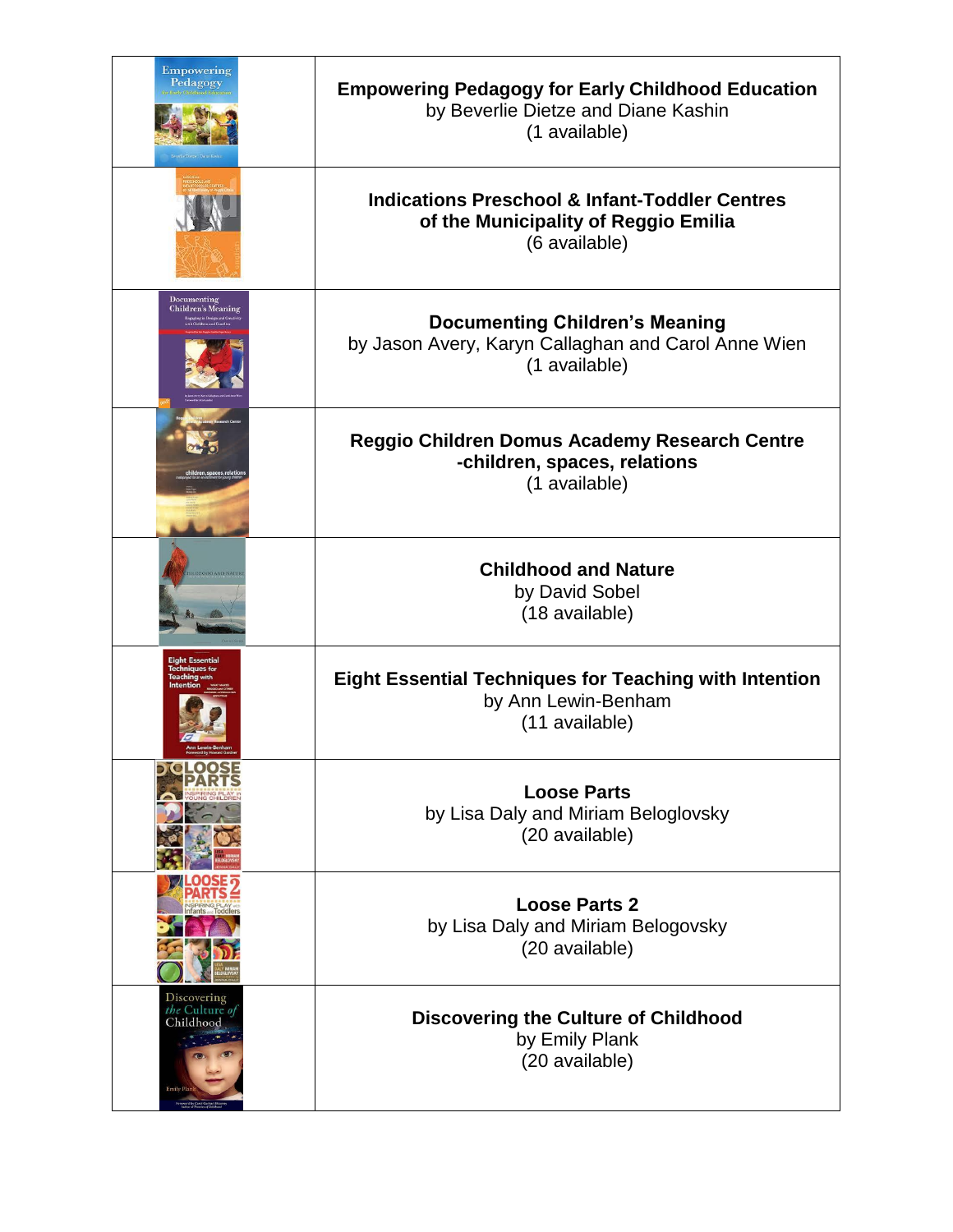| | |
|---|---|
| | **Empowering Pedagogy for Early Childhood Education**<br>by Beverlie Dietze and Diane Kashin<br>(1 available) |
| | **Indications Preschool & Infant-Toddler Centres of the Municipality of Reggio Emilia**<br>(6 available) |
| | **Documenting Children's Meaning**<br>by Jason Avery, Karyn Callaghan and Carol Anne Wien<br>(1 available) |
| | **Reggio Children Domus Academy Research Centre -children, spaces, relations**<br>(1 available) |
| | **Childhood and Nature**<br>by David Sobel<br>(18 available) |
| | **Eight Essential Techniques for Teaching with Intention**<br>by Ann Lewin-Benham<br>(11 available) |
| | **Loose Parts**<br>by Lisa Daly and Miriam Beloglovsky<br>(20 available) |
| | **Loose Parts 2**<br>by Lisa Daly and Miriam Belogovsky<br>(20 available) |
| | **Discovering the Culture of Childhood**<br>by Emily Plank<br>(20 available) |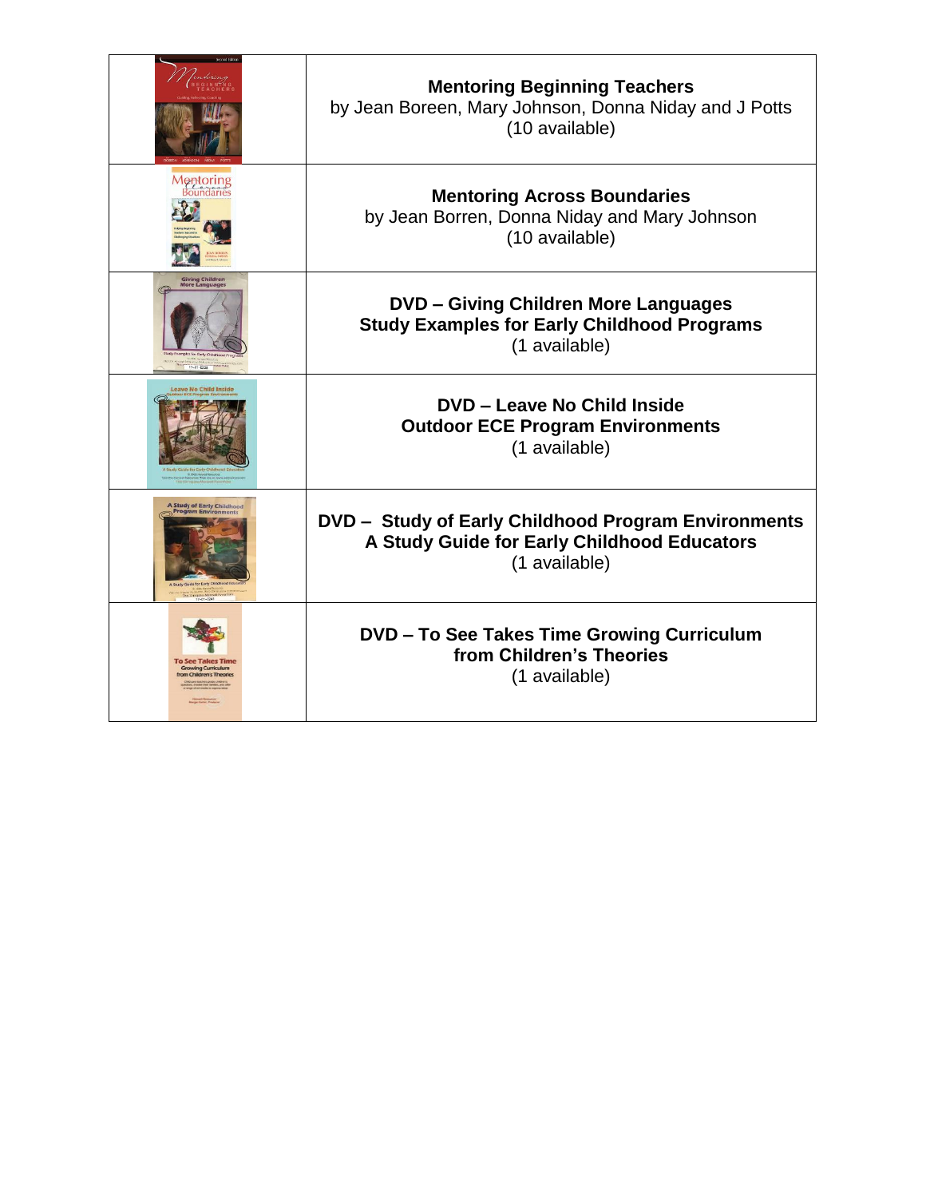| | |
|---|---|
| | **Mentoring Beginning Teachers**<br>by Jean Boreen, Mary Johnson, Donna Niday and J Potts<br>(10 available) |
| | **Mentoring Across Boundaries**<br>by Jean Borren, Donna Niday and Mary Johnson<br>(10 available) |
| | **DVD – Giving Children More Languages**<br>**Study Examples for Early Childhood Programs**<br>(1 available) |
| | **DVD – Leave No Child Inside**<br>**Outdoor ECE Program Environments**<br>(1 available) |
| | **DVD – Study of Early Childhood Program Environments**<br>**A Study Guide for Early Childhood Educators**<br>(1 available) |
| | **DVD – To See Takes Time Growing Curriculum from Children's Theories**<br>(1 available) |